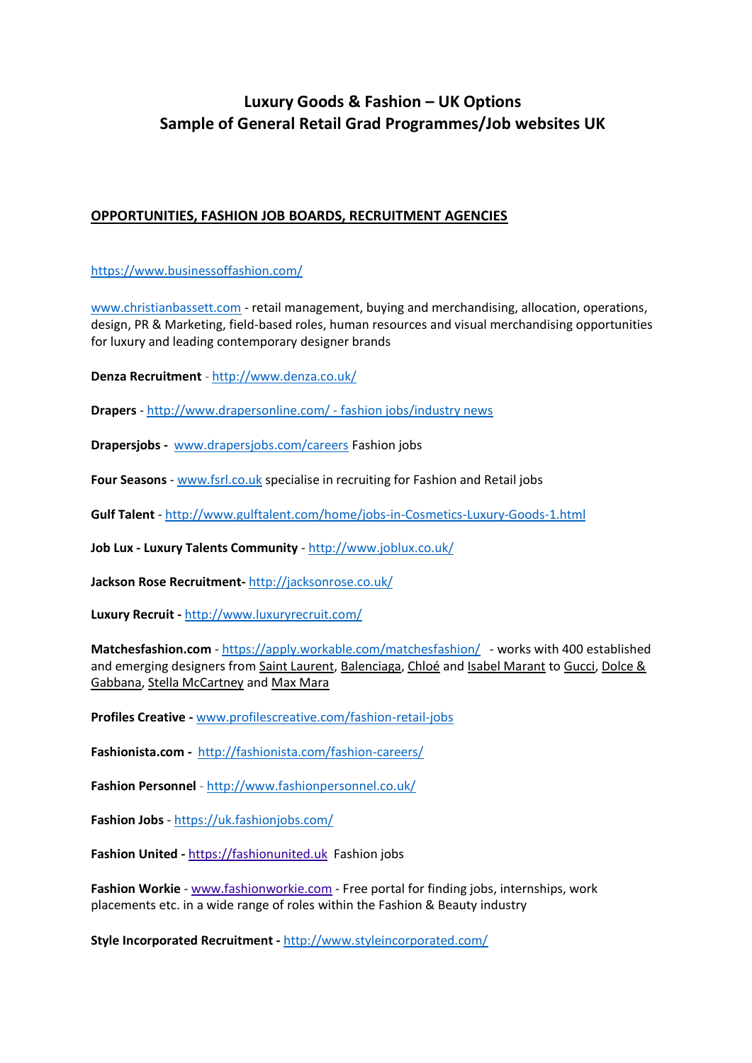# Luxury Goods & Fashion – UK Options
# Sample of General Retail Grad Programmes/Job websites UK

## OPPORTUNITIES, FASHION JOB BOARDS, RECRUITMENT AGENCIES

https://www.businessoffashion.com/

www.christianbassett.com - retail management, buying and merchandising, allocation, operations, design, PR & Marketing, field-based roles, human resources and visual merchandising opportunities for luxury and leading contemporary designer brands

**Denza Recruitment** - http://www.denza.co.uk/

**Drapers** - http://www.drapersonline.com/ - fashion jobs/industry news

**Drapersjobs -** www.drapersjobs.com/careers Fashion jobs

**Four Seasons** - www.fsrl.co.uk specialise in recruiting for Fashion and Retail jobs

**Gulf Talent** - http://www.gulftalent.com/home/jobs-in-Cosmetics-Luxury-Goods-1.html

**Job Lux - Luxury Talents Community** - http://www.joblux.co.uk/

**Jackson Rose Recruitment-** http://jacksonrose.co.uk/

**Luxury Recruit -** http://www.luxuryrecruit.com/

**Matchesfashion.com** - https://apply.workable.com/matchesfashion/ - works with 400 established and emerging designers from Saint Laurent, Balenciaga, Chloé and Isabel Marant to Gucci, Dolce & Gabbana, Stella McCartney and Max Mara

**Profiles Creative -** www.profilescreative.com/fashion-retail-jobs

**Fashionista.com -** http://fashionista.com/fashion-careers/

**Fashion Personnel** - http://www.fashionpersonnel.co.uk/

**Fashion Jobs** - https://uk.fashionjobs.com/

**Fashion United -** https://fashionunited.uk Fashion jobs

**Fashion Workie** - www.fashionworkie.com - Free portal for finding jobs, internships, work placements etc. in a wide range of roles within the Fashion & Beauty industry

**Style Incorporated Recruitment -** http://www.styleincorporated.com/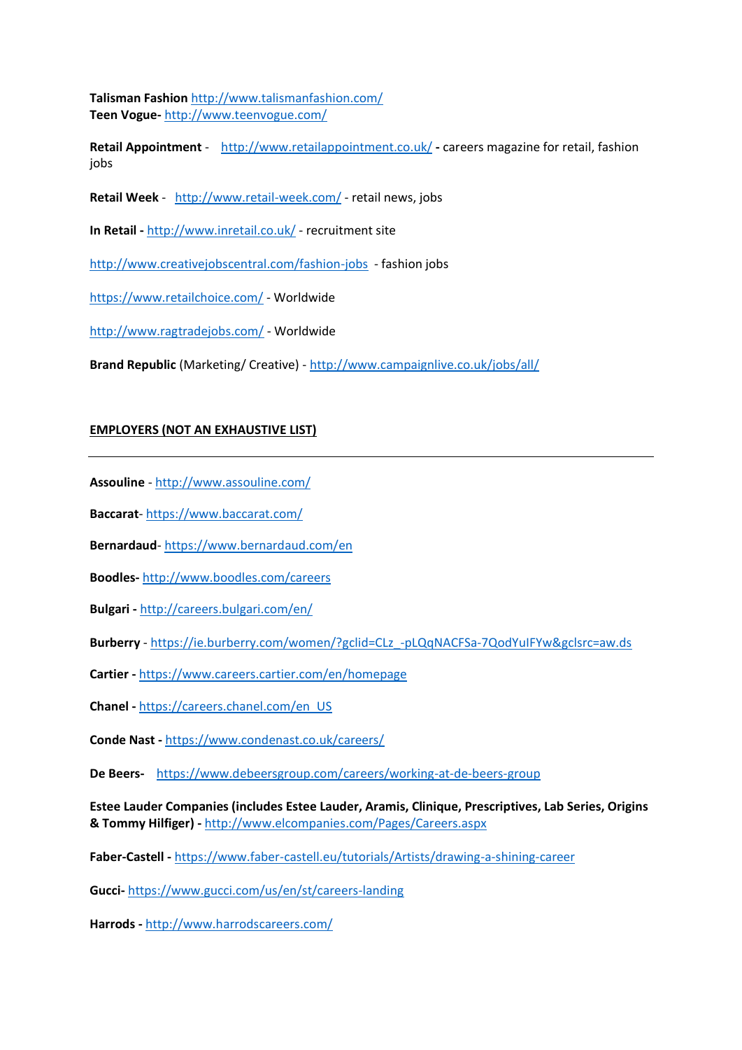**Talisman Fashion** http://www.talismanfashion.com/
**Teen Vogue-** http://www.teenvogue.com/

**Retail Appointment** - http://www.retailappointment.co.uk/ **-** careers magazine for retail, fashion jobs

**Retail Week** - http://www.retail-week.com/ - retail news, jobs

**In Retail -** http://www.inretail.co.uk/ - recruitment site

http://www.creativejobscentral.com/fashion-jobs - fashion jobs

https://www.retailchoice.com/ - Worldwide

http://www.ragtradejobs.com/ - Worldwide

**Brand Republic** (Marketing/ Creative) - http://www.campaignlive.co.uk/jobs/all/

## EMPLOYERS (NOT AN EXHAUSTIVE LIST)

---

**Assouline** - http://www.assouline.com/

**Baccarat**- https://www.baccarat.com/

**Bernardaud**- https://www.bernardaud.com/en

**Boodles-** http://www.boodles.com/careers

**Bulgari -** http://careers.bulgari.com/en/

**Burberry** - https://ie.burberry.com/women/?gclid=CLz_-pLQqNACFSa-7QodYuIFYw&gclsrc=aw.ds

**Cartier -** https://www.careers.cartier.com/en/homepage

**Chanel -** https://careers.chanel.com/en_US

**Conde Nast -** https://www.condenast.co.uk/careers/

**De Beers-** https://www.debeersgroup.com/careers/working-at-de-beers-group

**Estee Lauder Companies (includes Estee Lauder, Aramis, Clinique, Prescriptives, Lab Series, Origins & Tommy Hilfiger) -** http://www.elcompanies.com/Pages/Careers.aspx

**Faber-Castell -** https://www.faber-castell.eu/tutorials/Artists/drawing-a-shining-career

**Gucci-** https://www.gucci.com/us/en/st/careers-landing

**Harrods -** http://www.harrodscareers.com/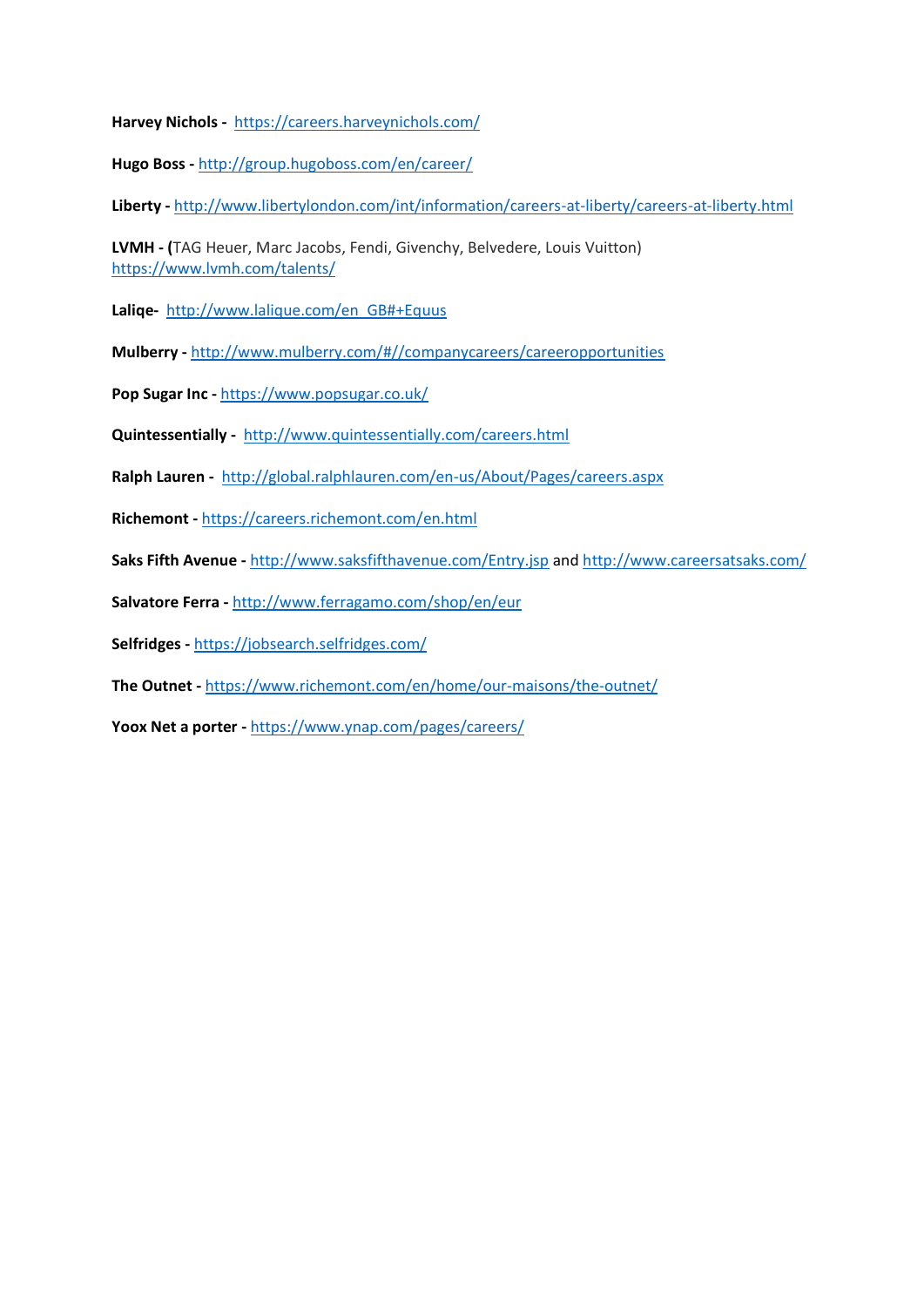**Harvey Nichols -** https://careers.harveynichols.com/

**Hugo Boss -** http://group.hugoboss.com/en/career/

**Liberty -** http://www.libertylondon.com/int/information/careers-at-liberty/careers-at-liberty.html

**LVMH - (**TAG Heuer, Marc Jacobs, Fendi, Givenchy, Belvedere, Louis Vuitton)
https://www.lvmh.com/talents/

**Laliqe-** http://www.lalique.com/en_GB#+Equus

**Mulberry -** http://www.mulberry.com/#//companycareers/careeropportunities

**Pop Sugar Inc -** https://www.popsugar.co.uk/

**Quintessentially -** http://www.quintessentially.com/careers.html

**Ralph Lauren -** http://global.ralphlauren.com/en-us/About/Pages/careers.aspx

**Richemont -** https://careers.richemont.com/en.html

**Saks Fifth Avenue -** http://www.saksfifthavenue.com/Entry.jsp and http://www.careersatsaks.com/

**Salvatore Ferra -** http://www.ferragamo.com/shop/en/eur

**Selfridges -** https://jobsearch.selfridges.com/

**The Outnet -** https://www.richemont.com/en/home/our-maisons/the-outnet/

**Yoox Net a porter -** https://www.ynap.com/pages/careers/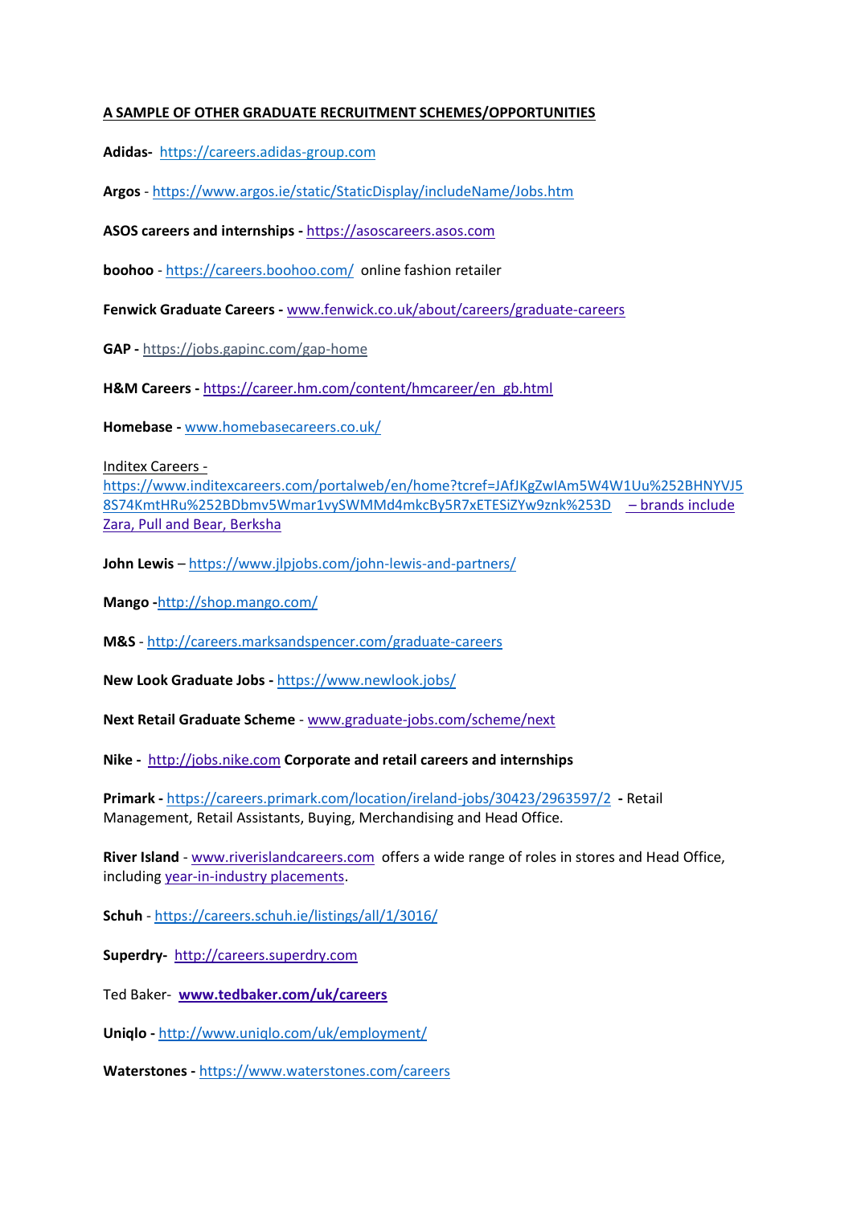**A SAMPLE OF OTHER GRADUATE RECRUITMENT SCHEMES/OPPORTUNITIES**

**Adidas-** https://careers.adidas-group.com

**Argos** - https://www.argos.ie/static/StaticDisplay/includeName/Jobs.htm

**ASOS careers and internships -** https://asoscareers.asos.com

**boohoo** - https://careers.boohoo.com/ online fashion retailer

**Fenwick Graduate Careers -** www.fenwick.co.uk/about/careers/graduate-careers

**GAP -** https://jobs.gapinc.com/gap-home

**H&M Careers -** https://career.hm.com/content/hmcareer/en_gb.html

**Homebase -** www.homebasecareers.co.uk/

Inditex Careers - https://www.inditexcareers.com/portalweb/en/home?tcref=JAfJKgZwIAm5W4W1Uu%252BHNYVJ58S74KmtHRu%252BDbmv5Wmar1vySWMMd4mkcBy5R7xETESiZYw9znk%253D – brands include Zara, Pull and Bear, Berksha

**John Lewis** – https://www.jlpjobs.com/john-lewis-and-partners/

**Mango -**http://shop.mango.com/

**M&S** - http://careers.marksandspencer.com/graduate-careers

**New Look Graduate Jobs -** https://www.newlook.jobs/

**Next Retail Graduate Scheme** - www.graduate-jobs.com/scheme/next

**Nike -** http://jobs.nike.com **Corporate and retail careers and internships**

**Primark -** https://careers.primark.com/location/ireland-jobs/30423/2963597/2 **-** Retail Management, Retail Assistants, Buying, Merchandising and Head Office.

**River Island** - www.riverislandcareers.com offers a wide range of roles in stores and Head Office, including year-in-industry placements.

**Schuh** - https://careers.schuh.ie/listings/all/1/3016/

**Superdry-** http://careers.superdry.com

Ted Baker- **www.tedbaker.com/uk/careers**

**Uniqlo -** http://www.uniqlo.com/uk/employment/

**Waterstones -** https://www.waterstones.com/careers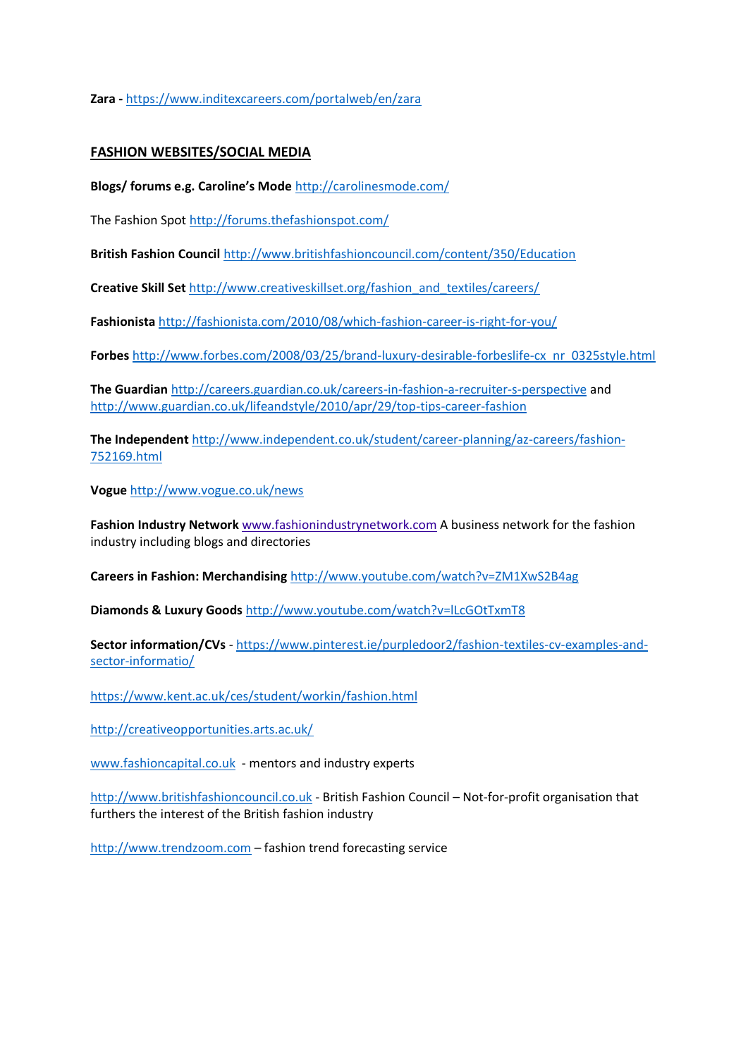**Zara -** https://www.inditexcareers.com/portalweb/en/zara

## FASHION WEBSITES/SOCIAL MEDIA

**Blogs/ forums e.g. Caroline's Mode** http://carolinesmode.com/

The Fashion Spot http://forums.thefashionspot.com/

**British Fashion Council** http://www.britishfashioncouncil.com/content/350/Education

**Creative Skill Set** http://www.creativeskillset.org/fashion_and_textiles/careers/

**Fashionista** http://fashionista.com/2010/08/which-fashion-career-is-right-for-you/

**Forbes** http://www.forbes.com/2008/03/25/brand-luxury-desirable-forbeslife-cx_nr_0325style.html

**The Guardian** http://careers.guardian.co.uk/careers-in-fashion-a-recruiter-s-perspective and http://www.guardian.co.uk/lifeandstyle/2010/apr/29/top-tips-career-fashion

**The Independent** http://www.independent.co.uk/student/career-planning/az-careers/fashion-752169.html

**Vogue** http://www.vogue.co.uk/news

**Fashion Industry Network** www.fashionindustrynetwork.com A business network for the fashion industry including blogs and directories

**Careers in Fashion: Merchandising** http://www.youtube.com/watch?v=ZM1XwS2B4ag

**Diamonds & Luxury Goods** http://www.youtube.com/watch?v=lLcGOtTxmT8

**Sector information/CVs** - https://www.pinterest.ie/purpledoor2/fashion-textiles-cv-examples-and-sector-informatio/

https://www.kent.ac.uk/ces/student/workin/fashion.html

http://creativeopportunities.arts.ac.uk/

www.fashioncapital.co.uk - mentors and industry experts

http://www.britishfashioncouncil.co.uk - British Fashion Council – Not-for-profit organisation that furthers the interest of the British fashion industry

http://www.trendzoom.com – fashion trend forecasting service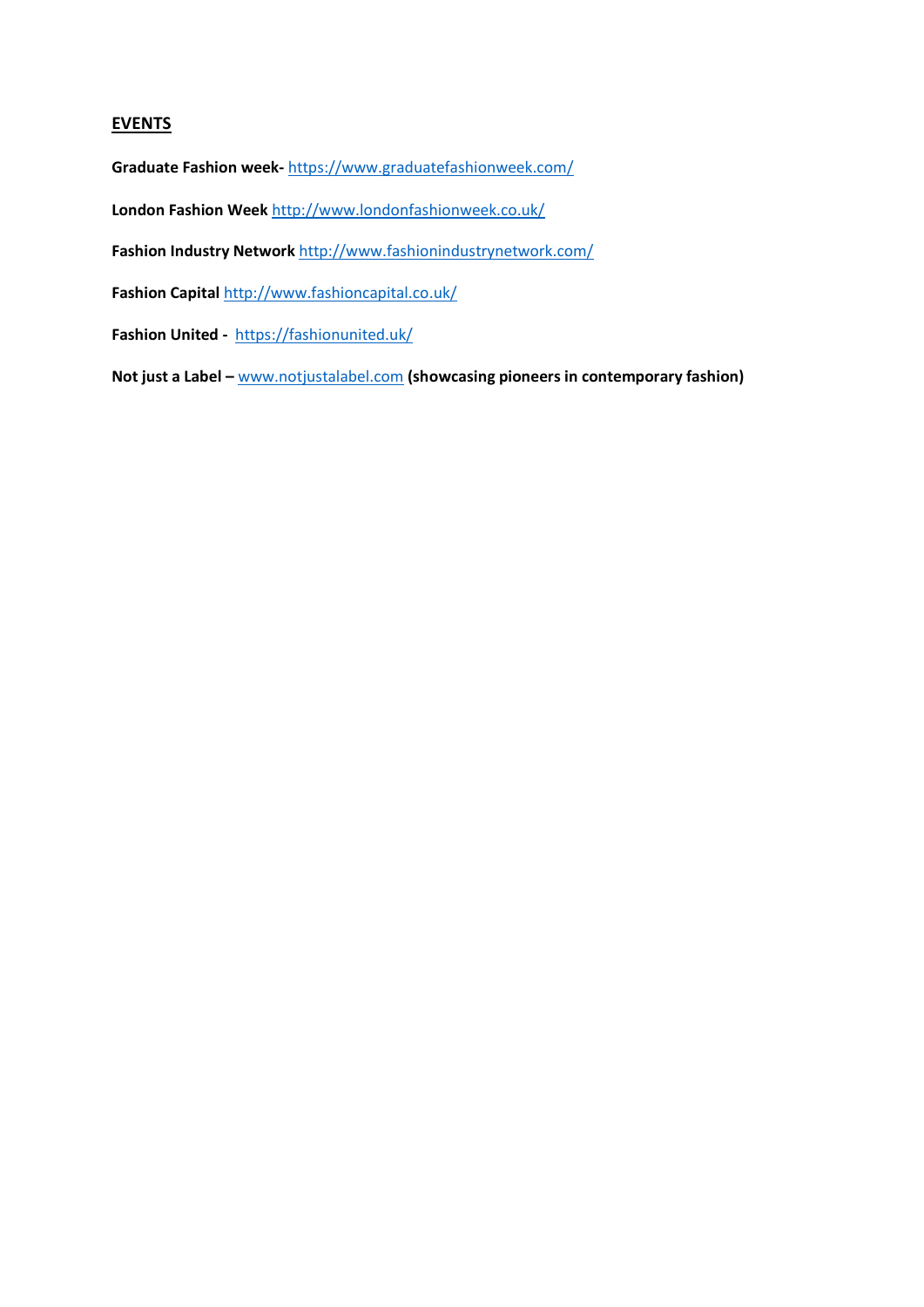**EVENTS**

**Graduate Fashion week-** https://www.graduatefashionweek.com/

**London Fashion Week** http://www.londonfashionweek.co.uk/

**Fashion Industry Network** http://www.fashionindustrynetwork.com/

**Fashion Capital** http://www.fashioncapital.co.uk/

**Fashion United -** https://fashionunited.uk/

**Not just a Label –** www.notjustalabel.com **(showcasing pioneers in contemporary fashion)**